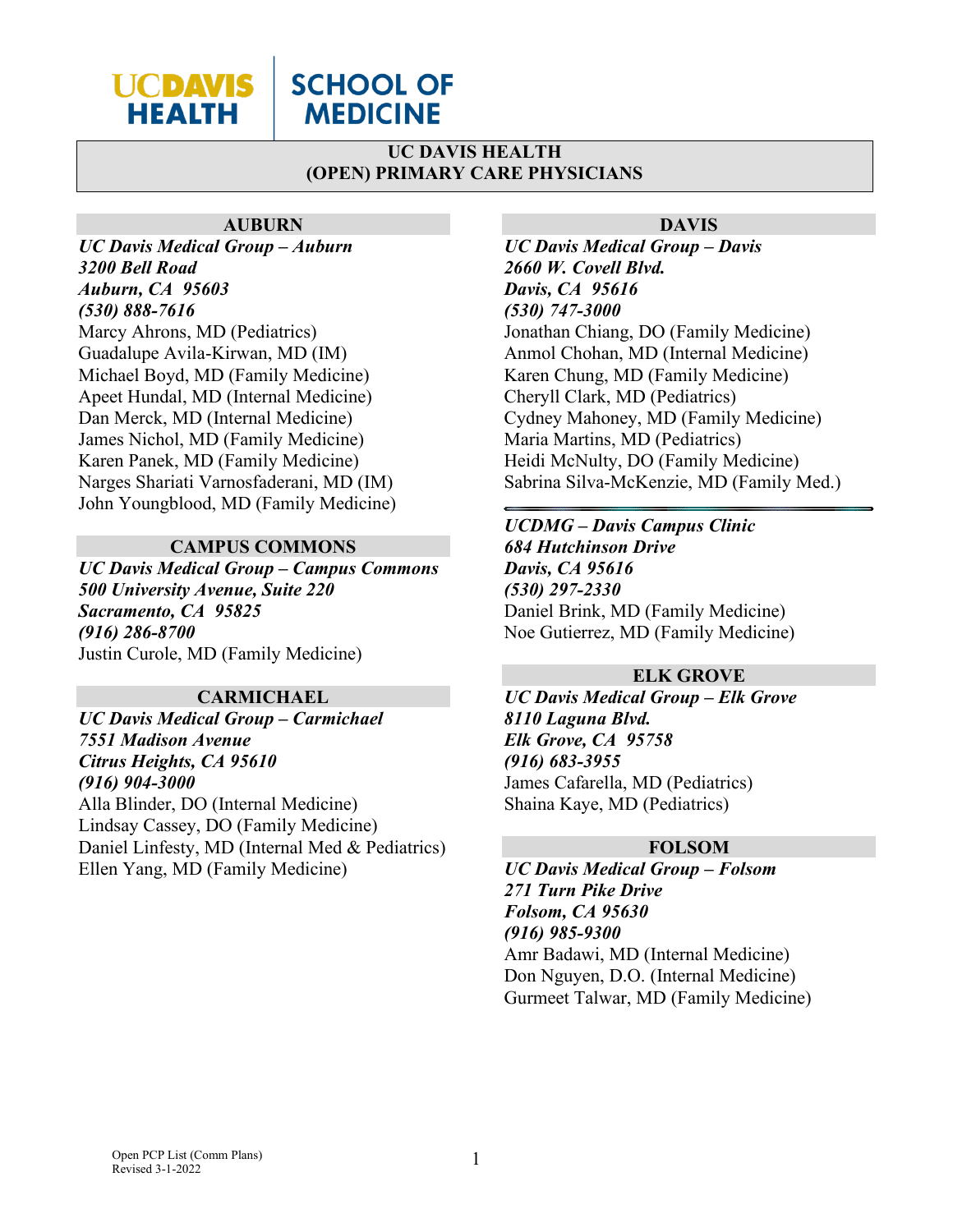UC DAVIS HEALTH | SCHOOL OF MEDICINE

# UC DAVIS HEALTH
# (OPEN) PRIMARY CARE PHYSICIANS

## AUBURN

***UC Davis Medical Group – Auburn***
***3200 Bell Road***
***Auburn, CA 95603***
***(530) 888-7616***

Marcy Ahrons, MD (Pediatrics)
Guadalupe Avila-Kirwan, MD (IM)
Michael Boyd, MD (Family Medicine)
Apeet Hundal, MD (Internal Medicine)
Dan Merck, MD (Internal Medicine)
James Nichol, MD (Family Medicine)
Karen Panek, MD (Family Medicine)
Narges Shariati Varnosfaderani, MD (IM)
John Youngblood, MD (Family Medicine)

## CAMPUS COMMONS

***UC Davis Medical Group – Campus Commons***
***500 University Avenue, Suite 220***
***Sacramento, CA 95825***
***(916) 286-8700***

Justin Curole, MD (Family Medicine)

## CARMICHAEL

***UC Davis Medical Group – Carmichael***
***7551 Madison Avenue***
***Citrus Heights, CA 95610***
***(916) 904-3000***

Alla Blinder, DO (Internal Medicine)
Lindsay Cassey, DO (Family Medicine)
Daniel Linfesty, MD (Internal Med & Pediatrics)
Ellen Yang, MD (Family Medicine)

## DAVIS

***UC Davis Medical Group – Davis***
***2660 W. Covell Blvd.***
***Davis, CA 95616***
***(530) 747-3000***

Jonathan Chiang, DO (Family Medicine)
Anmol Chohan, MD (Internal Medicine)
Karen Chung, MD (Family Medicine)
Cheryll Clark, MD (Pediatrics)
Cydney Mahoney, MD (Family Medicine)
Maria Martins, MD (Pediatrics)
Heidi McNulty, DO (Family Medicine)
Sabrina Silva-McKenzie, MD (Family Med.)

---

***UCDMG – Davis Campus Clinic***
***684 Hutchinson Drive***
***Davis, CA 95616***
***(530) 297-2330***

Daniel Brink, MD (Family Medicine)
Noe Gutierrez, MD (Family Medicine)

## ELK GROVE

***UC Davis Medical Group – Elk Grove***
***8110 Laguna Blvd.***
***Elk Grove, CA 95758***
***(916) 683-3955***

James Cafarella, MD (Pediatrics)
Shaina Kaye, MD (Pediatrics)

## FOLSOM

***UC Davis Medical Group – Folsom***
***271 Turn Pike Drive***
***Folsom, CA 95630***
***(916) 985-9300***

Amr Badawi, MD (Internal Medicine)
Don Nguyen, D.O. (Internal Medicine)
Gurmeet Talwar, MD (Family Medicine)

Open PCP List (Comm Plans)
Revised 3-1-2022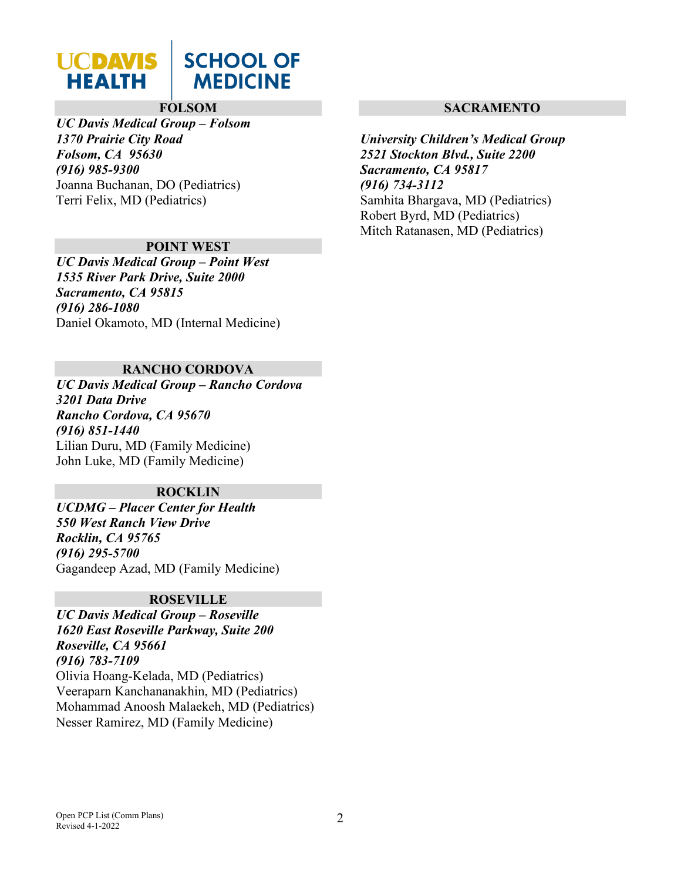UC DAVIS HEALTH | SCHOOL OF MEDICINE

## FOLSOM

***UC Davis Medical Group – Folsom***
***1370 Prairie City Road***
***Folsom, CA 95630***
***(916) 985-9300***
Joanna Buchanan, DO (Pediatrics)
Terri Felix, MD (Pediatrics)

## POINT WEST

***UC Davis Medical Group – Point West***
***1535 River Park Drive, Suite 2000***
***Sacramento, CA 95815***
***(916) 286-1080***
Daniel Okamoto, MD (Internal Medicine)

## RANCHO CORDOVA

***UC Davis Medical Group – Rancho Cordova***
***3201 Data Drive***
***Rancho Cordova, CA 95670***
***(916) 851-1440***
Lilian Duru, MD (Family Medicine)
John Luke, MD (Family Medicine)

## ROCKLIN

***UCDMG – Placer Center for Health***
***550 West Ranch View Drive***
***Rocklin, CA 95765***
***(916) 295-5700***
Gagandeep Azad, MD (Family Medicine)

## ROSEVILLE

***UC Davis Medical Group – Roseville***
***1620 East Roseville Parkway, Suite 200***
***Roseville, CA 95661***
***(916) 783-7109***
Olivia Hoang-Kelada, MD (Pediatrics)
Veeraparn Kanchananakhin, MD (Pediatrics)
Mohammad Anoosh Malaekeh, MD (Pediatrics)
Nesser Ramirez, MD (Family Medicine)

## SACRAMENTO

***University Children's Medical Group***
***2521 Stockton Blvd., Suite 2200***
***Sacramento, CA 95817***
***(916) 734-3112***
Samhita Bhargava, MD (Pediatrics)
Robert Byrd, MD (Pediatrics)
Mitch Ratanasen, MD (Pediatrics)

Open PCP List (Comm Plans)
Revised 4-1-2022